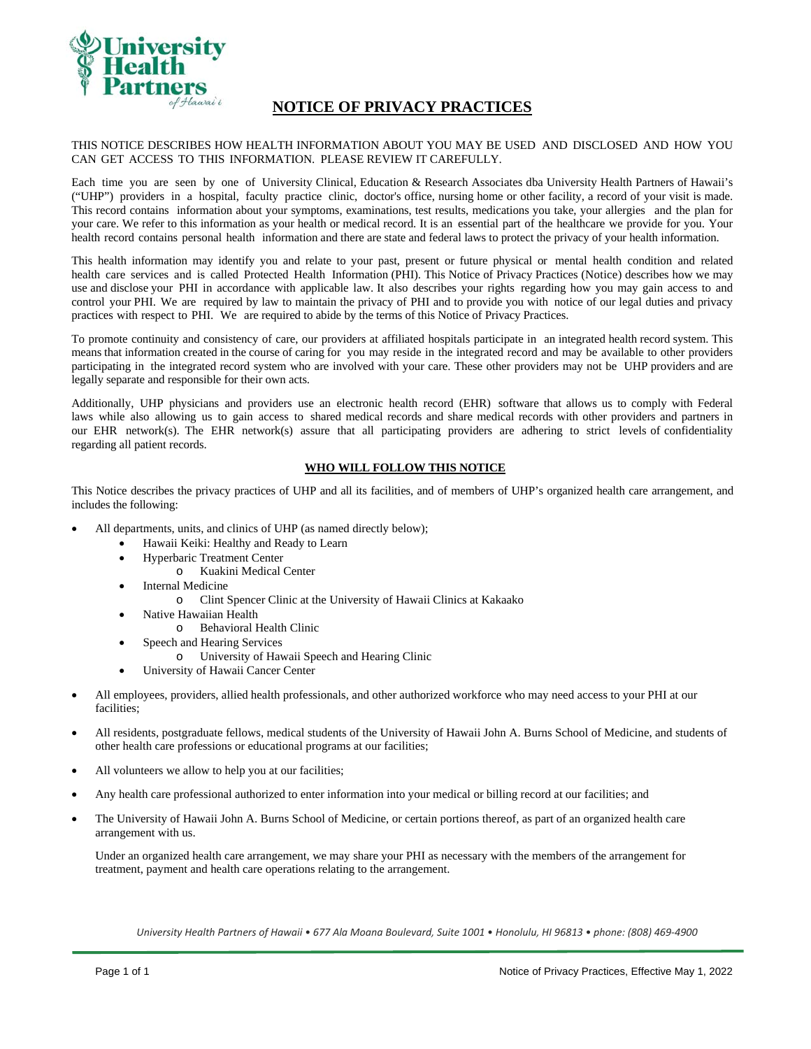# NOTICE OF PRIVACY PRACTICES

THIS NOTICE DESCRIBES HOW HEALTH INFORMATION ABOUT YOU MAY BE USED AND DISCLOSED AND HOW YOU CAN GET ACCESS TO THIS INFORMATION. PLEASE REVIEW IT CAREFULLY.

Each time you are seen by one of University Clinical, Education & Research Associates dba University Health Partners of Hawaii's ("UHP") providers in a hospital, faculty practice clinic, doctor's office, nursing home or other facility, a record of your visit is made. This record contains information about your symptoms, examinations, test results, medications you take, your allergies and the plan for your care. We refer to this information as your health or medical record. It is an essential part of the healthcare we provide for you. Your health record contains personal health information and there are state and federal laws to protect the privacy of your health information.

This health information may identify you and relate to your past, present or future physical or mental health condition and related health care services and is called Protected Health Information (PHI). This Notice of Privacy Practices (Notice) describes how we may use and disclose your PHI in accordance with applicable law. It also describes your rights regarding how you may gain access to and control your PHI. We are required by law to maintain the privacy of PHI and to provide you with notice of our legal duties and privacy practices with respect to PHI. We are required to abide by the terms of this Notice of Privacy Practices.

To promote continuity and consistency of care, our providers at affiliated hospitals participate in an integrated health record system. This means that information created in the course of caring for you may reside in the integrated record and may be available to other providers participating in the integrated record system who are involved with your care. These other providers may not be UHP providers and are legally separate and responsible for their own acts.

Additionally, UHP physicians and providers use an electronic health record (EHR) software that allows us to comply with Federal laws while also allowing us to gain access to shared medical records and share medical records with other providers and partners in our EHR network(s). The EHR network(s) assure that all participating providers are adhering to strict levels of confidentiality regarding all patient records.

## WHO WILL FOLLOW THIS NOTICE

This Notice describes the privacy practices of UHP and all its facilities, and of members of UHP's organized health care arrangement, and includes the following:

- All departments, units, and clinics of UHP (as named directly below);
  - Hawaii Keiki: Healthy and Ready to Learn
  - Hyperbaric Treatment Center
    - Kuakini Medical Center
  - Internal Medicine
    - Clint Spencer Clinic at the University of Hawaii Clinics at Kakaako
  - Native Hawaiian Health
    - Behavioral Health Clinic
  - Speech and Hearing Services
    - University of Hawaii Speech and Hearing Clinic
  - University of Hawaii Cancer Center
- All employees, providers, allied health professionals, and other authorized workforce who may need access to your PHI at our facilities;
- All residents, postgraduate fellows, medical students of the University of Hawaii John A. Burns School of Medicine, and students of other health care professions or educational programs at our facilities;
- All volunteers we allow to help you at our facilities;
- Any health care professional authorized to enter information into your medical or billing record at our facilities; and
- The University of Hawaii John A. Burns School of Medicine, or certain portions thereof, as part of an organized health care arrangement with us.

  Under an organized health care arrangement, we may share your PHI as necessary with the members of the arrangement for treatment, payment and health care operations relating to the arrangement.

*University Health Partners of Hawaii • 677 Ala Moana Boulevard, Suite 1001 • Honolulu, HI 96813 • phone: (808) 469-4900*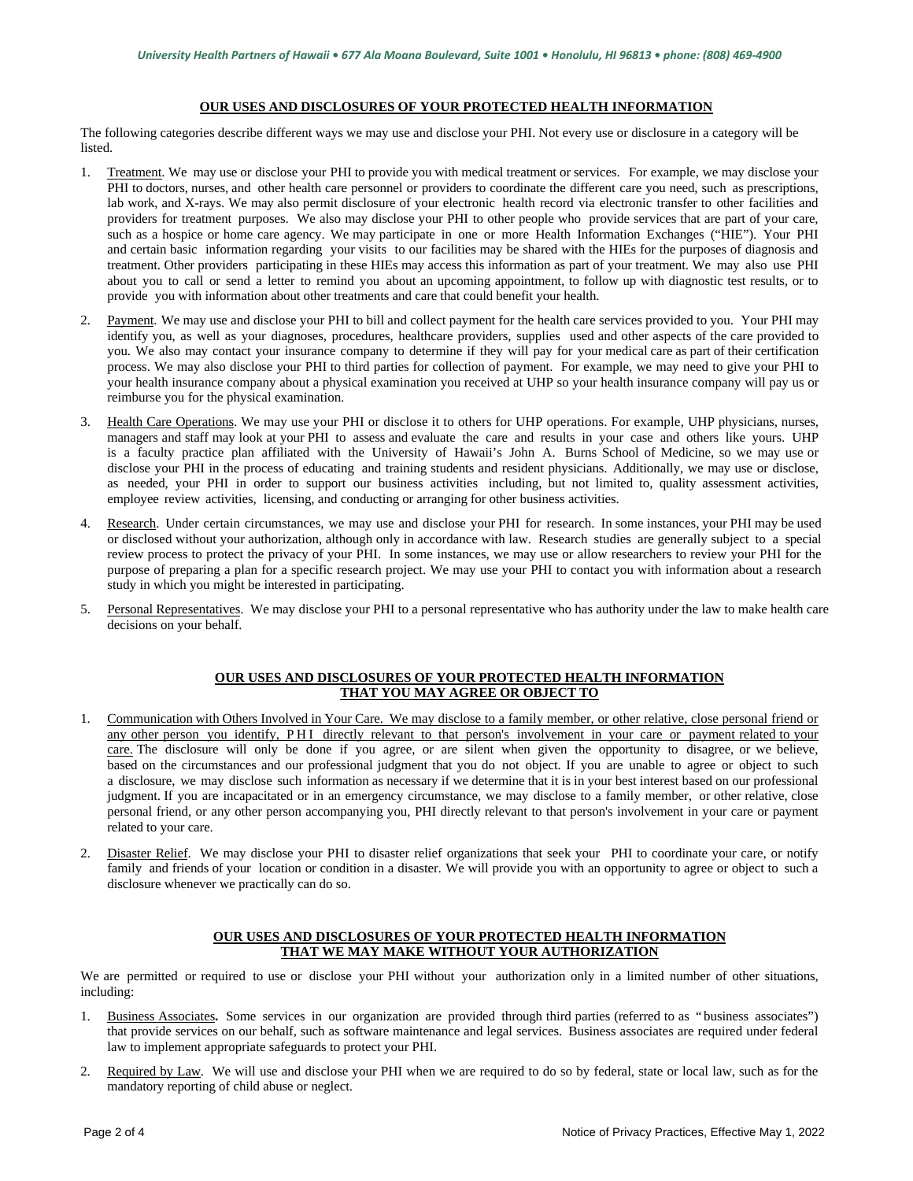## OUR USES AND DISCLOSURES OF YOUR PROTECTED HEALTH INFORMATION

The following categories describe different ways we may use and disclose your PHI. Not every use or disclosure in a category will be listed.

1. Treatment. We may use or disclose your PHI to provide you with medical treatment or services. For example, we may disclose your PHI to doctors, nurses, and other health care personnel or providers to coordinate the different care you need, such as prescriptions, lab work, and X-rays. We may also permit disclosure of your electronic health record via electronic transfer to other facilities and providers for treatment purposes. We also may disclose your PHI to other people who provide services that are part of your care, such as a hospice or home care agency. We may participate in one or more Health Information Exchanges ("HIE"). Your PHI and certain basic information regarding your visits to our facilities may be shared with the HIEs for the purposes of diagnosis and treatment. Other providers participating in these HIEs may access this information as part of your treatment. We may also use PHI about you to call or send a letter to remind you about an upcoming appointment, to follow up with diagnostic test results, or to provide you with information about other treatments and care that could benefit your health.

2. Payment. We may use and disclose your PHI to bill and collect payment for the health care services provided to you. Your PHI may identify you, as well as your diagnoses, procedures, healthcare providers, supplies used and other aspects of the care provided to you. We also may contact your insurance company to determine if they will pay for your medical care as part of their certification process. We may also disclose your PHI to third parties for collection of payment. For example, we may need to give your PHI to your health insurance company about a physical examination you received at UHP so your health insurance company will pay us or reimburse you for the physical examination.

3. Health Care Operations. We may use your PHI or disclose it to others for UHP operations. For example, UHP physicians, nurses, managers and staff may look at your PHI to assess and evaluate the care and results in your case and others like yours. UHP is a faculty practice plan affiliated with the University of Hawaii's John A. Burns School of Medicine, so we may use or disclose your PHI in the process of educating and training students and resident physicians. Additionally, we may use or disclose, as needed, your PHI in order to support our business activities including, but not limited to, quality assessment activities, employee review activities, licensing, and conducting or arranging for other business activities.

4. Research. Under certain circumstances, we may use and disclose your PHI for research. In some instances, your PHI may be used or disclosed without your authorization, although only in accordance with law. Research studies are generally subject to a special review process to protect the privacy of your PHI. In some instances, we may use or allow researchers to review your PHI for the purpose of preparing a plan for a specific research project. We may use your PHI to contact you with information about a research study in which you might be interested in participating.

5. Personal Representatives. We may disclose your PHI to a personal representative who has authority under the law to make health care decisions on your behalf.

## OUR USES AND DISCLOSURES OF YOUR PROTECTED HEALTH INFORMATION THAT YOU MAY AGREE OR OBJECT TO

1. Communication with Others Involved in Your Care. We may disclose to a family member, or other relative, close personal friend or any other person you identify, PHI directly relevant to that person's involvement in your care or payment related to your care. The disclosure will only be done if you agree, or are silent when given the opportunity to disagree, or we believe, based on the circumstances and our professional judgment that you do not object. If you are unable to agree or object to such a disclosure, we may disclose such information as necessary if we determine that it is in your best interest based on our professional judgment. If you are incapacitated or in an emergency circumstance, we may disclose to a family member, or other relative, close personal friend, or any other person accompanying you, PHI directly relevant to that person's involvement in your care or payment related to your care.

2. Disaster Relief. We may disclose your PHI to disaster relief organizations that seek your PHI to coordinate your care, or notify family and friends of your location or condition in a disaster. We will provide you with an opportunity to agree or object to such a disclosure whenever we practically can do so.

## OUR USES AND DISCLOSURES OF YOUR PROTECTED HEALTH INFORMATION THAT WE MAY MAKE WITHOUT YOUR AUTHORIZATION

We are permitted or required to use or disclose your PHI without your authorization only in a limited number of other situations, including:

1. Business Associates. Some services in our organization are provided through third parties (referred to as "business associates") that provide services on our behalf, such as software maintenance and legal services. Business associates are required under federal law to implement appropriate safeguards to protect your PHI.

2. Required by Law. We will use and disclose your PHI when we are required to do so by federal, state or local law, such as for the mandatory reporting of child abuse or neglect.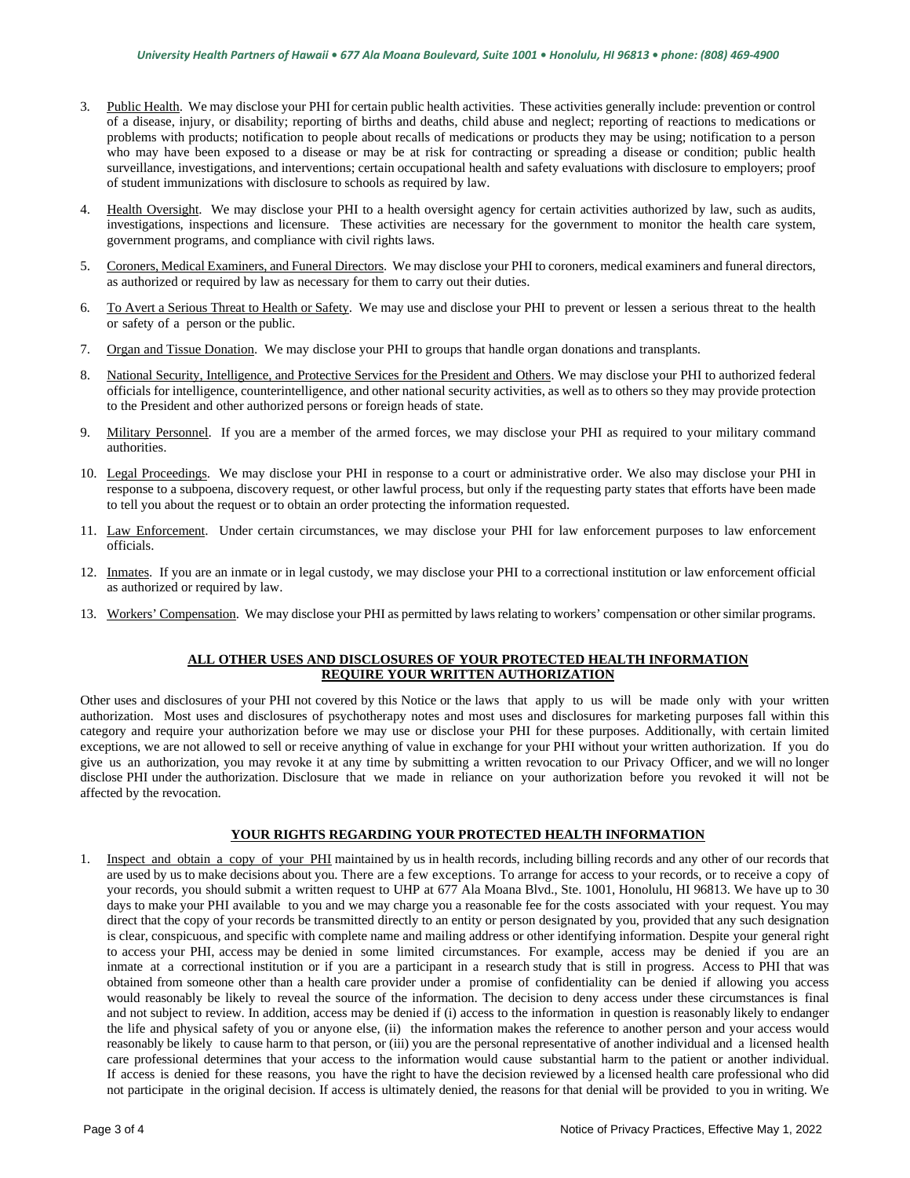3. Public Health. We may disclose your PHI for certain public health activities. These activities generally include: prevention or control of a disease, injury, or disability; reporting of births and deaths, child abuse and neglect; reporting of reactions to medications or problems with products; notification to people about recalls of medications or products they may be using; notification to a person who may have been exposed to a disease or may be at risk for contracting or spreading a disease or condition; public health surveillance, investigations, and interventions; certain occupational health and safety evaluations with disclosure to employers; proof of student immunizations with disclosure to schools as required by law.

4. Health Oversight. We may disclose your PHI to a health oversight agency for certain activities authorized by law, such as audits, investigations, inspections and licensure. These activities are necessary for the government to monitor the health care system, government programs, and compliance with civil rights laws.

5. Coroners, Medical Examiners, and Funeral Directors. We may disclose your PHI to coroners, medical examiners and funeral directors, as authorized or required by law as necessary for them to carry out their duties.

6. To Avert a Serious Threat to Health or Safety. We may use and disclose your PHI to prevent or lessen a serious threat to the health or safety of a person or the public.

7. Organ and Tissue Donation. We may disclose your PHI to groups that handle organ donations and transplants.

8. National Security, Intelligence, and Protective Services for the President and Others. We may disclose your PHI to authorized federal officials for intelligence, counterintelligence, and other national security activities, as well as to others so they may provide protection to the President and other authorized persons or foreign heads of state.

9. Military Personnel. If you are a member of the armed forces, we may disclose your PHI as required to your military command authorities.

10. Legal Proceedings. We may disclose your PHI in response to a court or administrative order. We also may disclose your PHI in response to a subpoena, discovery request, or other lawful process, but only if the requesting party states that efforts have been made to tell you about the request or to obtain an order protecting the information requested.

11. Law Enforcement. Under certain circumstances, we may disclose your PHI for law enforcement purposes to law enforcement officials.

12. Inmates. If you are an inmate or in legal custody, we may disclose your PHI to a correctional institution or law enforcement official as authorized or required by law.

13. Workers' Compensation. We may disclose your PHI as permitted by laws relating to workers' compensation or other similar programs.

## ALL OTHER USES AND DISCLOSURES OF YOUR PROTECTED HEALTH INFORMATION REQUIRE YOUR WRITTEN AUTHORIZATION

Other uses and disclosures of your PHI not covered by this Notice or the laws that apply to us will be made only with your written authorization. Most uses and disclosures of psychotherapy notes and most uses and disclosures for marketing purposes fall within this category and require your authorization before we may use or disclose your PHI for these purposes. Additionally, with certain limited exceptions, we are not allowed to sell or receive anything of value in exchange for your PHI without your written authorization. If you do give us an authorization, you may revoke it at any time by submitting a written revocation to our Privacy Officer, and we will no longer disclose PHI under the authorization. Disclosure that we made in reliance on your authorization before you revoked it will not be affected by the revocation.

## YOUR RIGHTS REGARDING YOUR PROTECTED HEALTH INFORMATION

1. Inspect and obtain a copy of your PHI maintained by us in health records, including billing records and any other of our records that are used by us to make decisions about you. There are a few exceptions. To arrange for access to your records, or to receive a copy of your records, you should submit a written request to UHP at 677 Ala Moana Blvd., Ste. 1001, Honolulu, HI 96813. We have up to 30 days to make your PHI available to you and we may charge you a reasonable fee for the costs associated with your request. You may direct that the copy of your records be transmitted directly to an entity or person designated by you, provided that any such designation is clear, conspicuous, and specific with complete name and mailing address or other identifying information. Despite your general right to access your PHI, access may be denied in some limited circumstances. For example, access may be denied if you are an inmate at a correctional institution or if you are a participant in a research study that is still in progress. Access to PHI that was obtained from someone other than a health care provider under a promise of confidentiality can be denied if allowing you access would reasonably be likely to reveal the source of the information. The decision to deny access under these circumstances is final and not subject to review. In addition, access may be denied if (i) access to the information in question is reasonably likely to endanger the life and physical safety of you or anyone else, (ii) the information makes the reference to another person and your access would reasonably be likely to cause harm to that person, or (iii) you are the personal representative of another individual and a licensed health care professional determines that your access to the information would cause substantial harm to the patient or another individual. If access is denied for these reasons, you have the right to have the decision reviewed by a licensed health care professional who did not participate in the original decision. If access is ultimately denied, the reasons for that denial will be provided to you in writing. We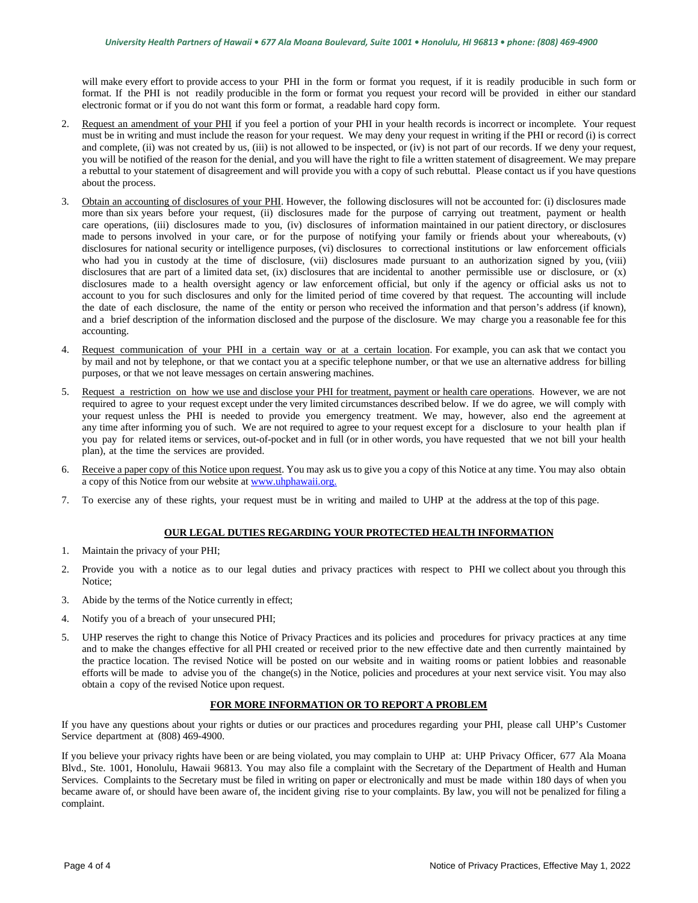will make every effort to provide access to your PHI in the form or format you request, if it is readily producible in such form or format. If the PHI is not readily producible in the form or format you request your record will be provided in either our standard electronic format or if you do not want this form or format, a readable hard copy form.

2. Request an amendment of your PHI if you feel a portion of your PHI in your health records is incorrect or incomplete. Your request must be in writing and must include the reason for your request. We may deny your request in writing if the PHI or record (i) is correct and complete, (ii) was not created by us, (iii) is not allowed to be inspected, or (iv) is not part of our records. If we deny your request, you will be notified of the reason for the denial, and you will have the right to file a written statement of disagreement. We may prepare a rebuttal to your statement of disagreement and will provide you with a copy of such rebuttal. Please contact us if you have questions about the process.

3. Obtain an accounting of disclosures of your PHI. However, the following disclosures will not be accounted for: (i) disclosures made more than six years before your request, (ii) disclosures made for the purpose of carrying out treatment, payment or health care operations, (iii) disclosures made to you, (iv) disclosures of information maintained in our patient directory, or disclosures made to persons involved in your care, or for the purpose of notifying your family or friends about your whereabouts, (v) disclosures for national security or intelligence purposes, (vi) disclosures to correctional institutions or law enforcement officials who had you in custody at the time of disclosure, (vii) disclosures made pursuant to an authorization signed by you, (viii) disclosures that are part of a limited data set, (ix) disclosures that are incidental to another permissible use or disclosure, or (x) disclosures made to a health oversight agency or law enforcement official, but only if the agency or official asks us not to account to you for such disclosures and only for the limited period of time covered by that request. The accounting will include the date of each disclosure, the name of the entity or person who received the information and that person's address (if known), and a brief description of the information disclosed and the purpose of the disclosure. We may charge you a reasonable fee for this accounting.

4. Request communication of your PHI in a certain way or at a certain location. For example, you can ask that we contact you by mail and not by telephone, or that we contact you at a specific telephone number, or that we use an alternative address for billing purposes, or that we not leave messages on certain answering machines.

5. Request a restriction on how we use and disclose your PHI for treatment, payment or health care operations. However, we are not required to agree to your request except under the very limited circumstances described below. If we do agree, we will comply with your request unless the PHI is needed to provide you emergency treatment. We may, however, also end the agreement at any time after informing you of such. We are not required to agree to your request except for a disclosure to your health plan if you pay for related items or services, out-of-pocket and in full (or in other words, you have requested that we not bill your health plan), at the time the services are provided.

6. Receive a paper copy of this Notice upon request. You may ask us to give you a copy of this Notice at any time. You may also obtain a copy of this Notice from our website at www.uhphawaii.org.

7. To exercise any of these rights, your request must be in writing and mailed to UHP at the address at the top of this page.

## OUR LEGAL DUTIES REGARDING YOUR PROTECTED HEALTH INFORMATION

1. Maintain the privacy of your PHI;

2. Provide you with a notice as to our legal duties and privacy practices with respect to PHI we collect about you through this Notice;

3. Abide by the terms of the Notice currently in effect;

4. Notify you of a breach of your unsecured PHI;

5. UHP reserves the right to change this Notice of Privacy Practices and its policies and procedures for privacy practices at any time and to make the changes effective for all PHI created or received prior to the new effective date and then currently maintained by the practice location. The revised Notice will be posted on our website and in waiting rooms or patient lobbies and reasonable efforts will be made to advise you of the change(s) in the Notice, policies and procedures at your next service visit. You may also obtain a copy of the revised Notice upon request.

## FOR MORE INFORMATION OR TO REPORT A PROBLEM

If you have any questions about your rights or duties or our practices and procedures regarding your PHI, please call UHP's Customer Service department at (808) 469-4900.

If you believe your privacy rights have been or are being violated, you may complain to UHP at: UHP Privacy Officer, 677 Ala Moana Blvd., Ste. 1001, Honolulu, Hawaii 96813. You may also file a complaint with the Secretary of the Department of Health and Human Services. Complaints to the Secretary must be filed in writing on paper or electronically and must be made within 180 days of when you became aware of, or should have been aware of, the incident giving rise to your complaints. By law, you will not be penalized for filing a complaint.